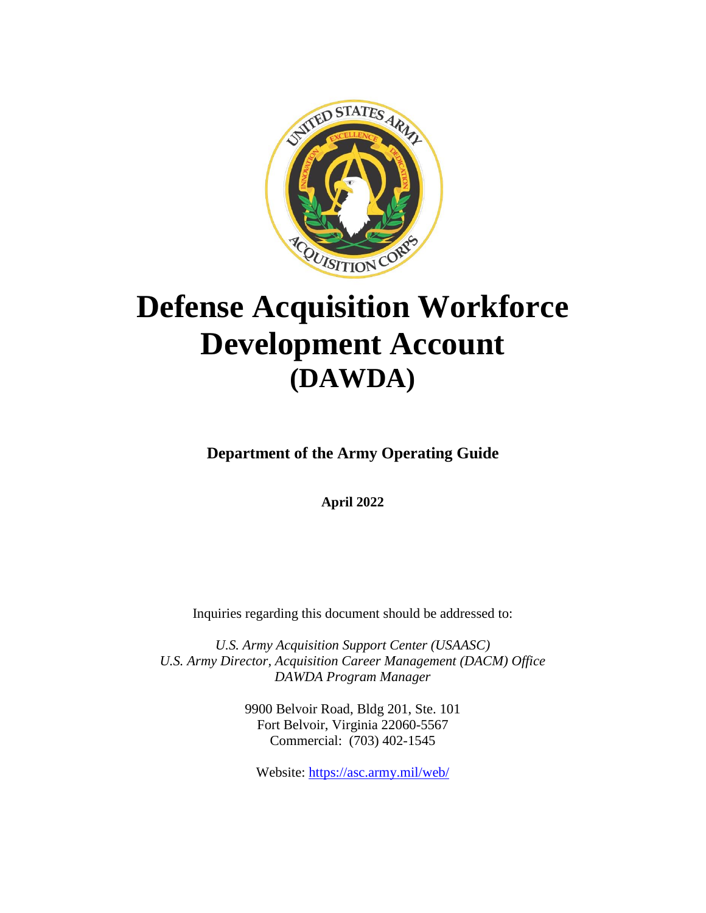# Defense Acquisition Workforce Development Account (DAWDA)

**Department of the Army Operating Guide**

**April 2022**

Inquiries regarding this document should be addressed to:

*U.S. Army Acquisition Support Center (USAASC)*
*U.S. Army Director, Acquisition Career Management (DACM) Office*
*DAWDA Program Manager*

9900 Belvoir Road, Bldg 201, Ste. 101
Fort Belvoir, Virginia 22060-5567
Commercial: (703) 402-1545

Website: https://asc.army.mil/web/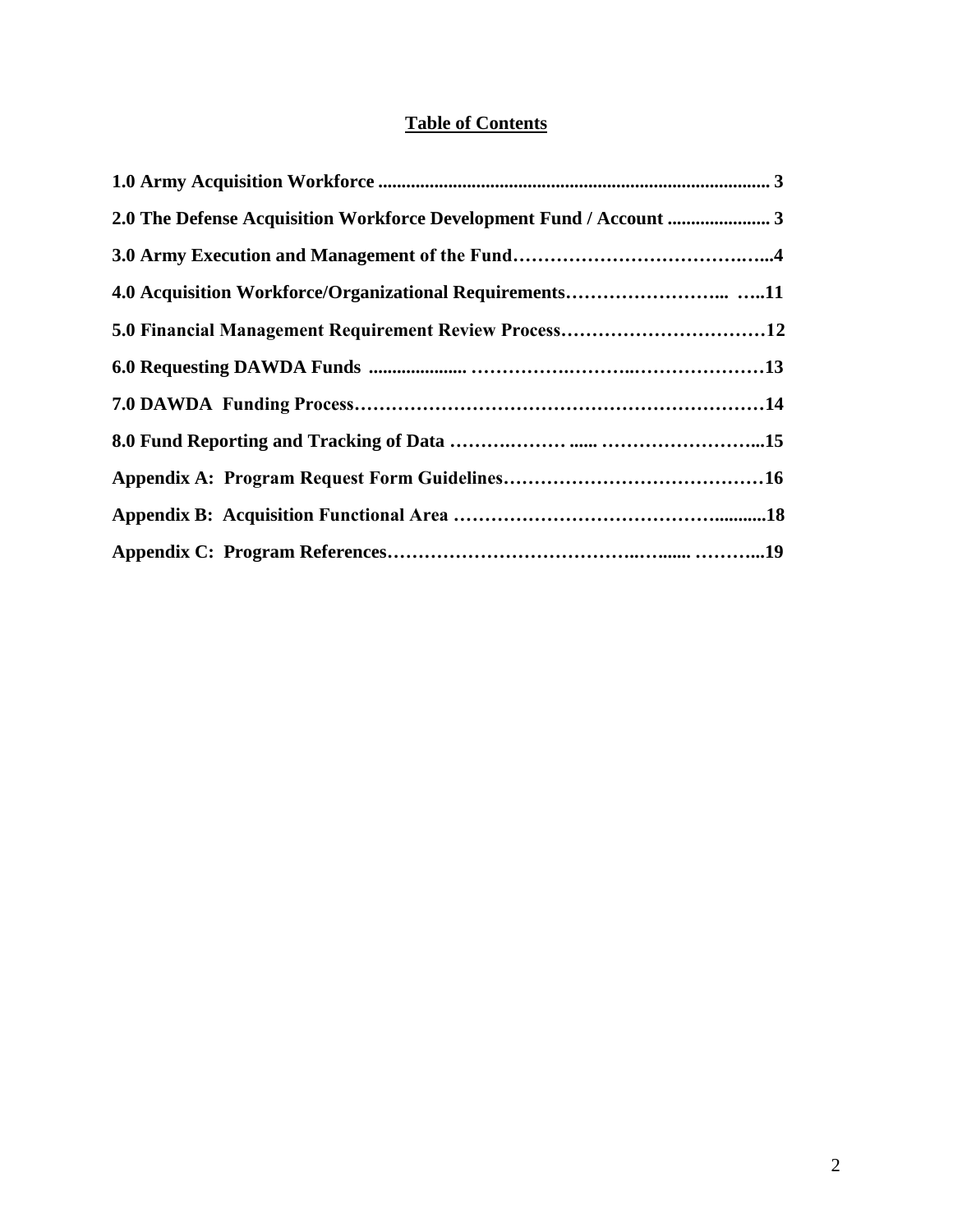**Table of Contents**

**1.0 Army Acquisition Workforce .................................................................................... 3**

**2.0 The Defense Acquisition Workforce Development Fund / Account ...................... 3**

**3.0 Army Execution and Management of the Fund…………………………………...4**

**4.0 Acquisition Workforce/Organizational Requirements……………………... …..11**

**5.0 Financial Management Requirement Review Process……………………………12**

**6.0 Requesting DAWDA Funds ..................... …………….………..…………………13**

**7.0 DAWDA Funding Process…………………………………………………………14**

**8.0 Fund Reporting and Tracking of Data ……….……… ...... ……………………...15**

**Appendix A: Program Request Form Guidelines……………………………………16**

**Appendix B: Acquisition Functional Area …………………………………….........18**

**Appendix C: Program References…………………………….….…...... ………...19**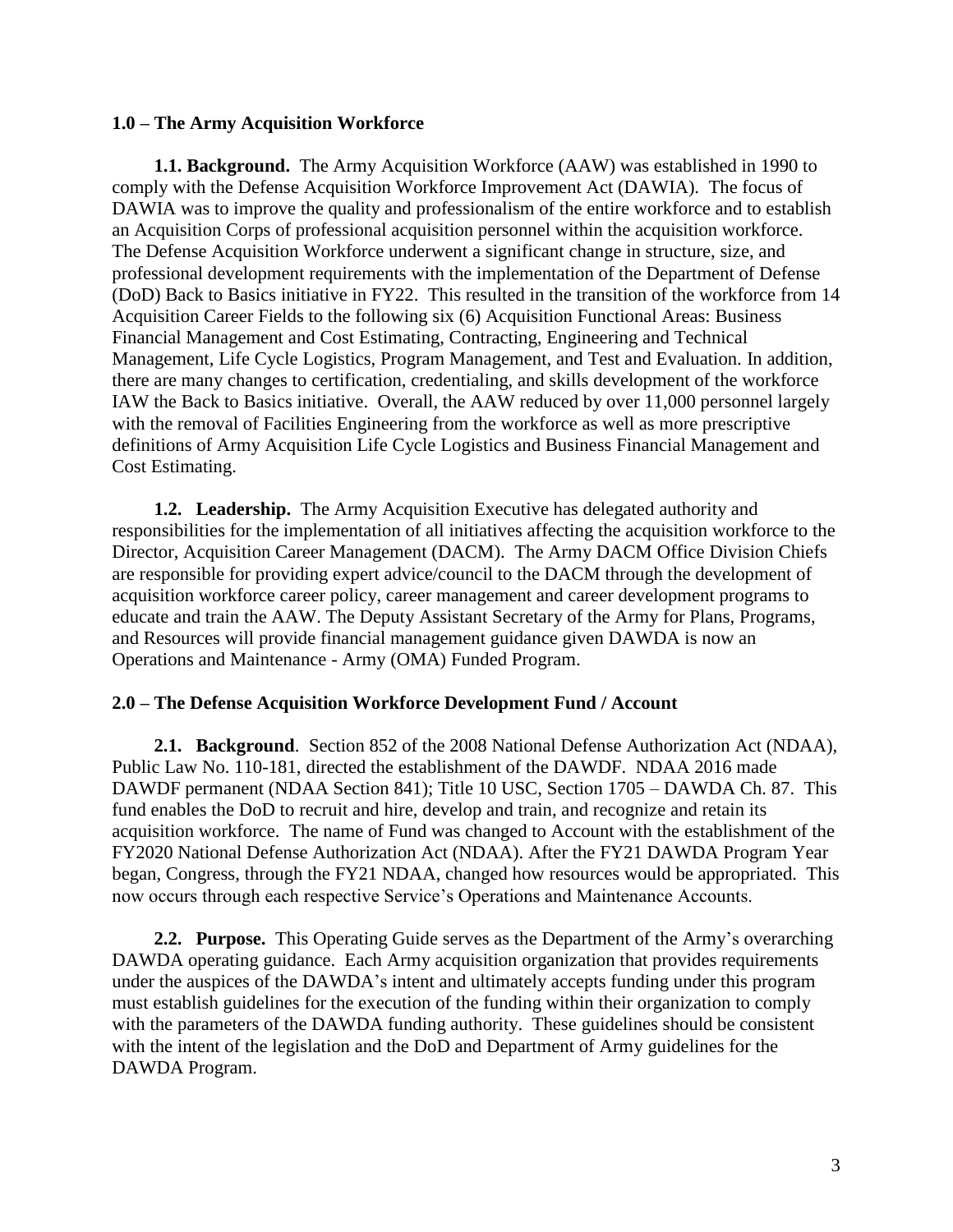## 1.0 – The Army Acquisition Workforce

**1.1. Background.** The Army Acquisition Workforce (AAW) was established in 1990 to comply with the Defense Acquisition Workforce Improvement Act (DAWIA). The focus of DAWIA was to improve the quality and professionalism of the entire workforce and to establish an Acquisition Corps of professional acquisition personnel within the acquisition workforce. The Defense Acquisition Workforce underwent a significant change in structure, size, and professional development requirements with the implementation of the Department of Defense (DoD) Back to Basics initiative in FY22. This resulted in the transition of the workforce from 14 Acquisition Career Fields to the following six (6) Acquisition Functional Areas: Business Financial Management and Cost Estimating, Contracting, Engineering and Technical Management, Life Cycle Logistics, Program Management, and Test and Evaluation. In addition, there are many changes to certification, credentialing, and skills development of the workforce IAW the Back to Basics initiative. Overall, the AAW reduced by over 11,000 personnel largely with the removal of Facilities Engineering from the workforce as well as more prescriptive definitions of Army Acquisition Life Cycle Logistics and Business Financial Management and Cost Estimating.

**1.2. Leadership.** The Army Acquisition Executive has delegated authority and responsibilities for the implementation of all initiatives affecting the acquisition workforce to the Director, Acquisition Career Management (DACM). The Army DACM Office Division Chiefs are responsible for providing expert advice/council to the DACM through the development of acquisition workforce career policy, career management and career development programs to educate and train the AAW. The Deputy Assistant Secretary of the Army for Plans, Programs, and Resources will provide financial management guidance given DAWDA is now an Operations and Maintenance - Army (OMA) Funded Program.

## 2.0 – The Defense Acquisition Workforce Development Fund / Account

**2.1. Background**. Section 852 of the 2008 National Defense Authorization Act (NDAA), Public Law No. 110-181, directed the establishment of the DAWDF. NDAA 2016 made DAWDF permanent (NDAA Section 841); Title 10 USC, Section 1705 – DAWDA Ch. 87. This fund enables the DoD to recruit and hire, develop and train, and recognize and retain its acquisition workforce. The name of Fund was changed to Account with the establishment of the FY2020 National Defense Authorization Act (NDAA). After the FY21 DAWDA Program Year began, Congress, through the FY21 NDAA, changed how resources would be appropriated. This now occurs through each respective Service's Operations and Maintenance Accounts.

**2.2. Purpose.** This Operating Guide serves as the Department of the Army's overarching DAWDA operating guidance. Each Army acquisition organization that provides requirements under the auspices of the DAWDA's intent and ultimately accepts funding under this program must establish guidelines for the execution of the funding within their organization to comply with the parameters of the DAWDA funding authority. These guidelines should be consistent with the intent of the legislation and the DoD and Department of Army guidelines for the DAWDA Program.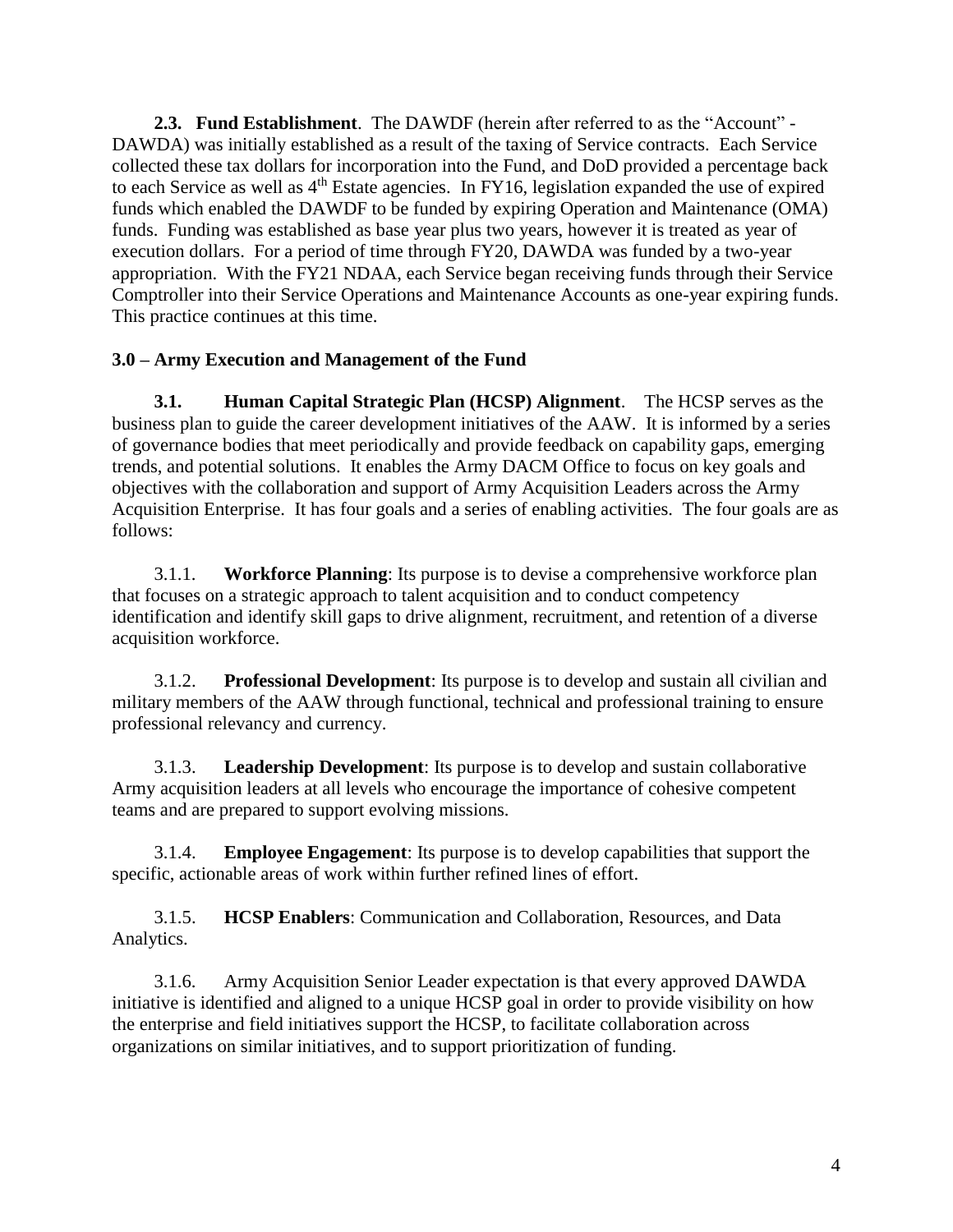**2.3. Fund Establishment**. The DAWDF (herein after referred to as the "Account" - DAWDA) was initially established as a result of the taxing of Service contracts. Each Service collected these tax dollars for incorporation into the Fund, and DoD provided a percentage back to each Service as well as 4th Estate agencies. In FY16, legislation expanded the use of expired funds which enabled the DAWDF to be funded by expiring Operation and Maintenance (OMA) funds. Funding was established as base year plus two years, however it is treated as year of execution dollars. For a period of time through FY20, DAWDA was funded by a two-year appropriation. With the FY21 NDAA, each Service began receiving funds through their Service Comptroller into their Service Operations and Maintenance Accounts as one-year expiring funds. This practice continues at this time.

## 3.0 – Army Execution and Management of the Fund

**3.1. Human Capital Strategic Plan (HCSP) Alignment**. The HCSP serves as the business plan to guide the career development initiatives of the AAW. It is informed by a series of governance bodies that meet periodically and provide feedback on capability gaps, emerging trends, and potential solutions. It enables the Army DACM Office to focus on key goals and objectives with the collaboration and support of Army Acquisition Leaders across the Army Acquisition Enterprise. It has four goals and a series of enabling activities. The four goals are as follows:

3.1.1. **Workforce Planning**: Its purpose is to devise a comprehensive workforce plan that focuses on a strategic approach to talent acquisition and to conduct competency identification and identify skill gaps to drive alignment, recruitment, and retention of a diverse acquisition workforce.

3.1.2. **Professional Development**: Its purpose is to develop and sustain all civilian and military members of the AAW through functional, technical and professional training to ensure professional relevancy and currency.

3.1.3. **Leadership Development**: Its purpose is to develop and sustain collaborative Army acquisition leaders at all levels who encourage the importance of cohesive competent teams and are prepared to support evolving missions.

3.1.4. **Employee Engagement**: Its purpose is to develop capabilities that support the specific, actionable areas of work within further refined lines of effort.

3.1.5. **HCSP Enablers**: Communication and Collaboration, Resources, and Data Analytics.

3.1.6. Army Acquisition Senior Leader expectation is that every approved DAWDA initiative is identified and aligned to a unique HCSP goal in order to provide visibility on how the enterprise and field initiatives support the HCSP, to facilitate collaboration across organizations on similar initiatives, and to support prioritization of funding.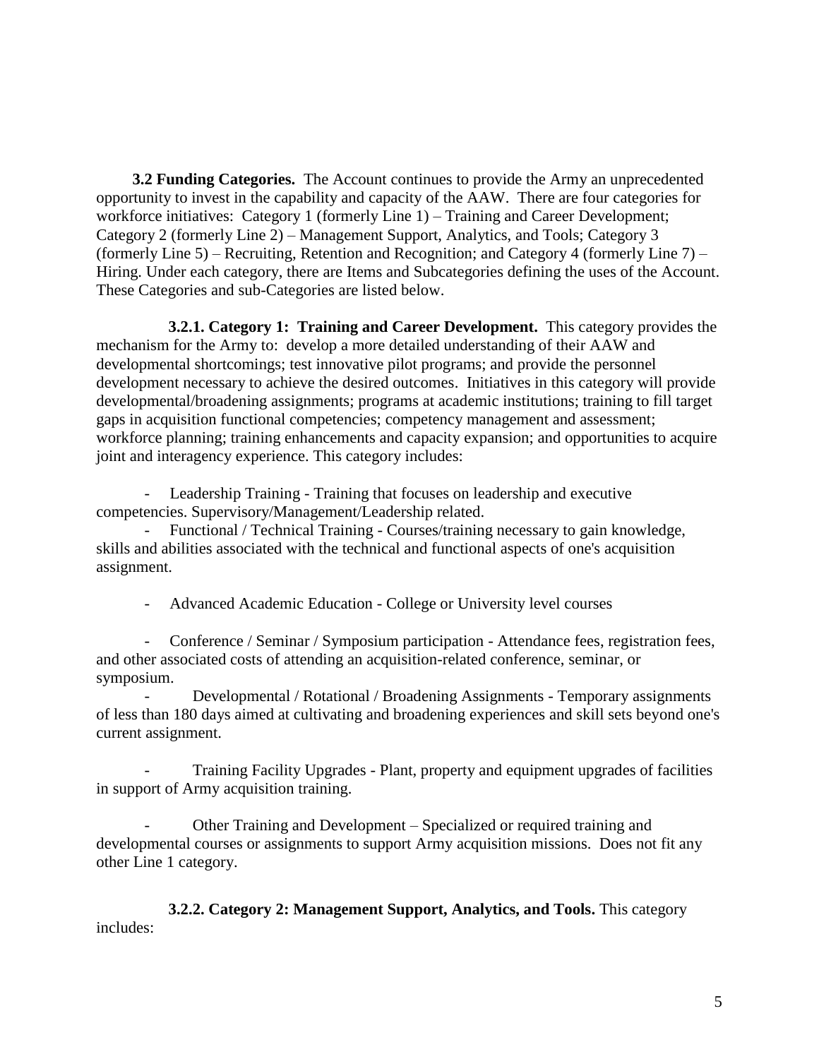**3.2 Funding Categories.** The Account continues to provide the Army an unprecedented opportunity to invest in the capability and capacity of the AAW. There are four categories for workforce initiatives: Category 1 (formerly Line 1) – Training and Career Development; Category 2 (formerly Line 2) – Management Support, Analytics, and Tools; Category 3 (formerly Line 5) – Recruiting, Retention and Recognition; and Category 4 (formerly Line 7) – Hiring. Under each category, there are Items and Subcategories defining the uses of the Account. These Categories and sub-Categories are listed below.

**3.2.1. Category 1: Training and Career Development.** This category provides the mechanism for the Army to: develop a more detailed understanding of their AAW and developmental shortcomings; test innovative pilot programs; and provide the personnel development necessary to achieve the desired outcomes. Initiatives in this category will provide developmental/broadening assignments; programs at academic institutions; training to fill target gaps in acquisition functional competencies; competency management and assessment; workforce planning; training enhancements and capacity expansion; and opportunities to acquire joint and interagency experience. This category includes:

- Leadership Training - Training that focuses on leadership and executive competencies. Supervisory/Management/Leadership related.
- Functional / Technical Training - Courses/training necessary to gain knowledge, skills and abilities associated with the technical and functional aspects of one's acquisition assignment.
- Advanced Academic Education - College or University level courses
- Conference / Seminar / Symposium participation - Attendance fees, registration fees, and other associated costs of attending an acquisition-related conference, seminar, or symposium.
- Developmental / Rotational / Broadening Assignments - Temporary assignments of less than 180 days aimed at cultivating and broadening experiences and skill sets beyond one's current assignment.
- Training Facility Upgrades - Plant, property and equipment upgrades of facilities in support of Army acquisition training.
- Other Training and Development – Specialized or required training and developmental courses or assignments to support Army acquisition missions. Does not fit any other Line 1 category.

**3.2.2. Category 2: Management Support, Analytics, and Tools.** This category includes: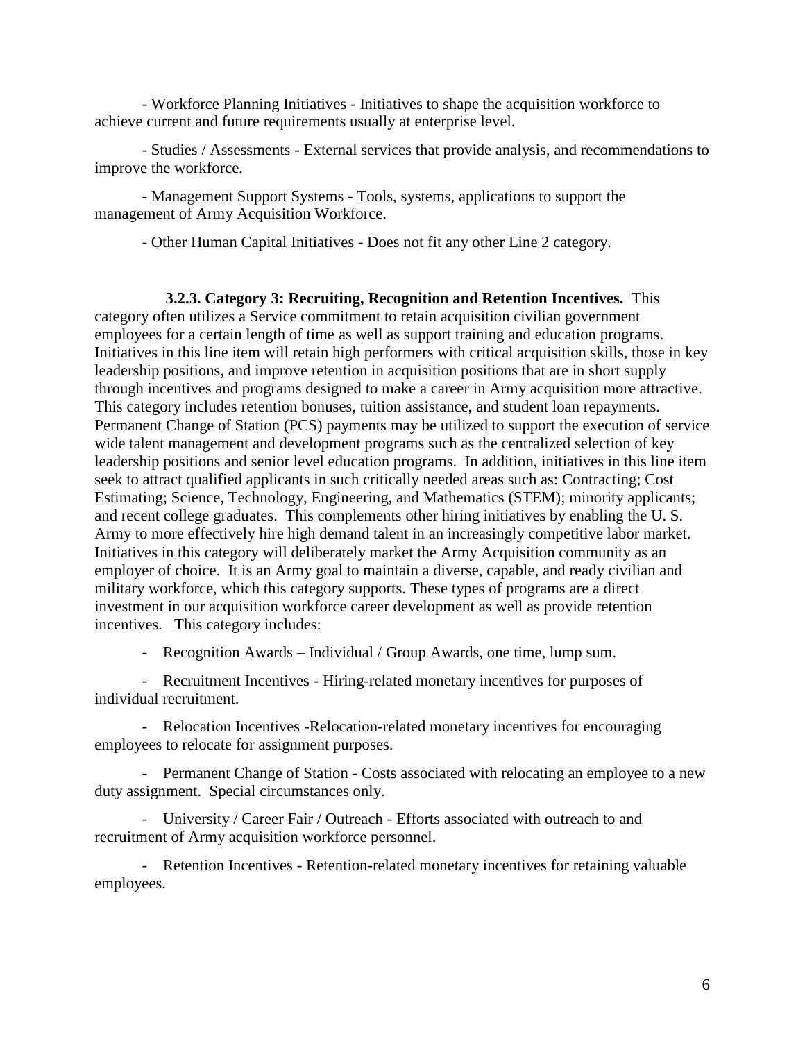- Workforce Planning Initiatives - Initiatives to shape the acquisition workforce to achieve current and future requirements usually at enterprise level.

- Studies / Assessments - External services that provide analysis, and recommendations to improve the workforce.

- Management Support Systems - Tools, systems, applications to support the management of Army Acquisition Workforce.

- Other Human Capital Initiatives - Does not fit any other Line 2 category.

**3.2.3. Category 3: Recruiting, Recognition and Retention Incentives.** This category often utilizes a Service commitment to retain acquisition civilian government employees for a certain length of time as well as support training and education programs. Initiatives in this line item will retain high performers with critical acquisition skills, those in key leadership positions, and improve retention in acquisition positions that are in short supply through incentives and programs designed to make a career in Army acquisition more attractive. This category includes retention bonuses, tuition assistance, and student loan repayments. Permanent Change of Station (PCS) payments may be utilized to support the execution of service wide talent management and development programs such as the centralized selection of key leadership positions and senior level education programs. In addition, initiatives in this line item seek to attract qualified applicants in such critically needed areas such as: Contracting; Cost Estimating; Science, Technology, Engineering, and Mathematics (STEM); minority applicants; and recent college graduates. This complements other hiring initiatives by enabling the U. S. Army to more effectively hire high demand talent in an increasingly competitive labor market. Initiatives in this category will deliberately market the Army Acquisition community as an employer of choice. It is an Army goal to maintain a diverse, capable, and ready civilian and military workforce, which this category supports. These types of programs are a direct investment in our acquisition workforce career development as well as provide retention incentives. This category includes:

- Recognition Awards – Individual / Group Awards, one time, lump sum.

- Recruitment Incentives - Hiring-related monetary incentives for purposes of individual recruitment.

- Relocation Incentives -Relocation-related monetary incentives for encouraging employees to relocate for assignment purposes.

- Permanent Change of Station - Costs associated with relocating an employee to a new duty assignment. Special circumstances only.

- University / Career Fair / Outreach - Efforts associated with outreach to and recruitment of Army acquisition workforce personnel.

- Retention Incentives - Retention-related monetary incentives for retaining valuable employees.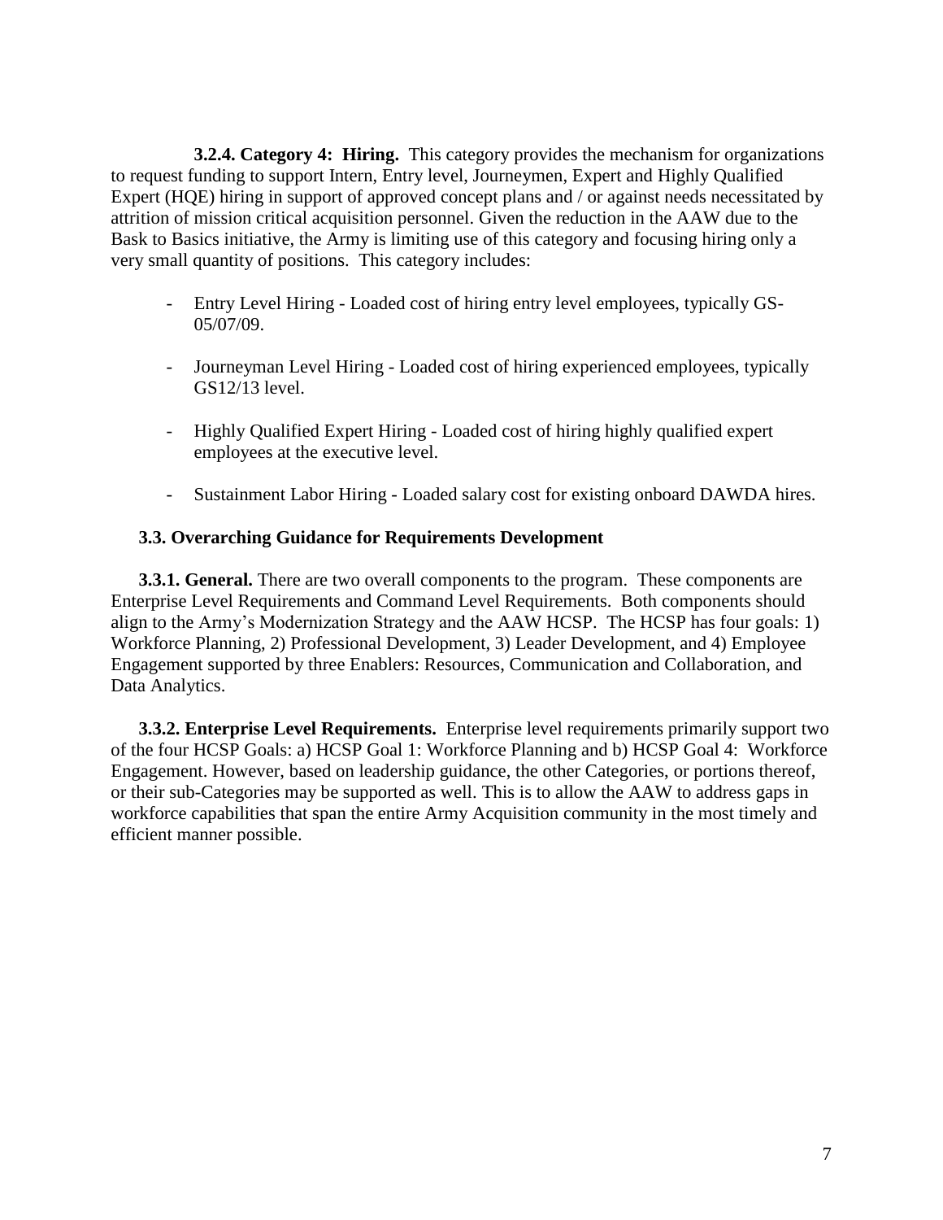**3.2.4. Category 4: Hiring.** This category provides the mechanism for organizations to request funding to support Intern, Entry level, Journeymen, Expert and Highly Qualified Expert (HQE) hiring in support of approved concept plans and / or against needs necessitated by attrition of mission critical acquisition personnel. Given the reduction in the AAW due to the Bask to Basics initiative, the Army is limiting use of this category and focusing hiring only a very small quantity of positions. This category includes:

- Entry Level Hiring - Loaded cost of hiring entry level employees, typically GS-05/07/09.
- Journeyman Level Hiring - Loaded cost of hiring experienced employees, typically GS12/13 level.
- Highly Qualified Expert Hiring - Loaded cost of hiring highly qualified expert employees at the executive level.
- Sustainment Labor Hiring - Loaded salary cost for existing onboard DAWDA hires.

### 3.3. Overarching Guidance for Requirements Development

**3.3.1. General.** There are two overall components to the program. These components are Enterprise Level Requirements and Command Level Requirements. Both components should align to the Army's Modernization Strategy and the AAW HCSP. The HCSP has four goals: 1) Workforce Planning, 2) Professional Development, 3) Leader Development, and 4) Employee Engagement supported by three Enablers: Resources, Communication and Collaboration, and Data Analytics.

**3.3.2. Enterprise Level Requirements.** Enterprise level requirements primarily support two of the four HCSP Goals: a) HCSP Goal 1: Workforce Planning and b) HCSP Goal 4: Workforce Engagement. However, based on leadership guidance, the other Categories, or portions thereof, or their sub-Categories may be supported as well. This is to allow the AAW to address gaps in workforce capabilities that span the entire Army Acquisition community in the most timely and efficient manner possible.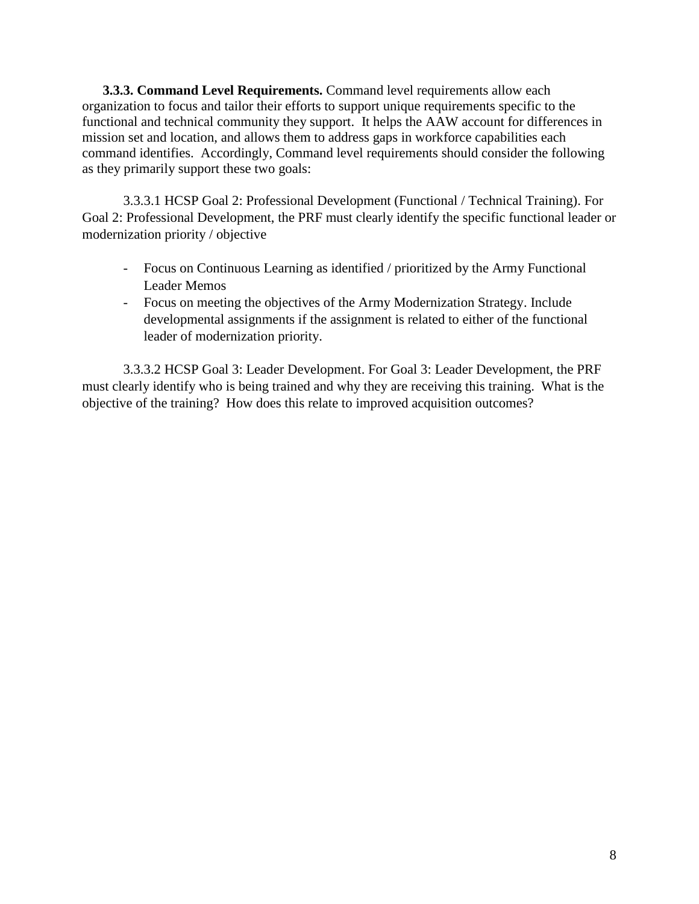**3.3.3. Command Level Requirements.** Command level requirements allow each organization to focus and tailor their efforts to support unique requirements specific to the functional and technical community they support. It helps the AAW account for differences in mission set and location, and allows them to address gaps in workforce capabilities each command identifies. Accordingly, Command level requirements should consider the following as they primarily support these two goals:

3.3.3.1 HCSP Goal 2: Professional Development (Functional / Technical Training). For Goal 2: Professional Development, the PRF must clearly identify the specific functional leader or modernization priority / objective

- Focus on Continuous Learning as identified / prioritized by the Army Functional Leader Memos
- Focus on meeting the objectives of the Army Modernization Strategy. Include developmental assignments if the assignment is related to either of the functional leader of modernization priority.

3.3.3.2 HCSP Goal 3: Leader Development. For Goal 3: Leader Development, the PRF must clearly identify who is being trained and why they are receiving this training. What is the objective of the training? How does this relate to improved acquisition outcomes?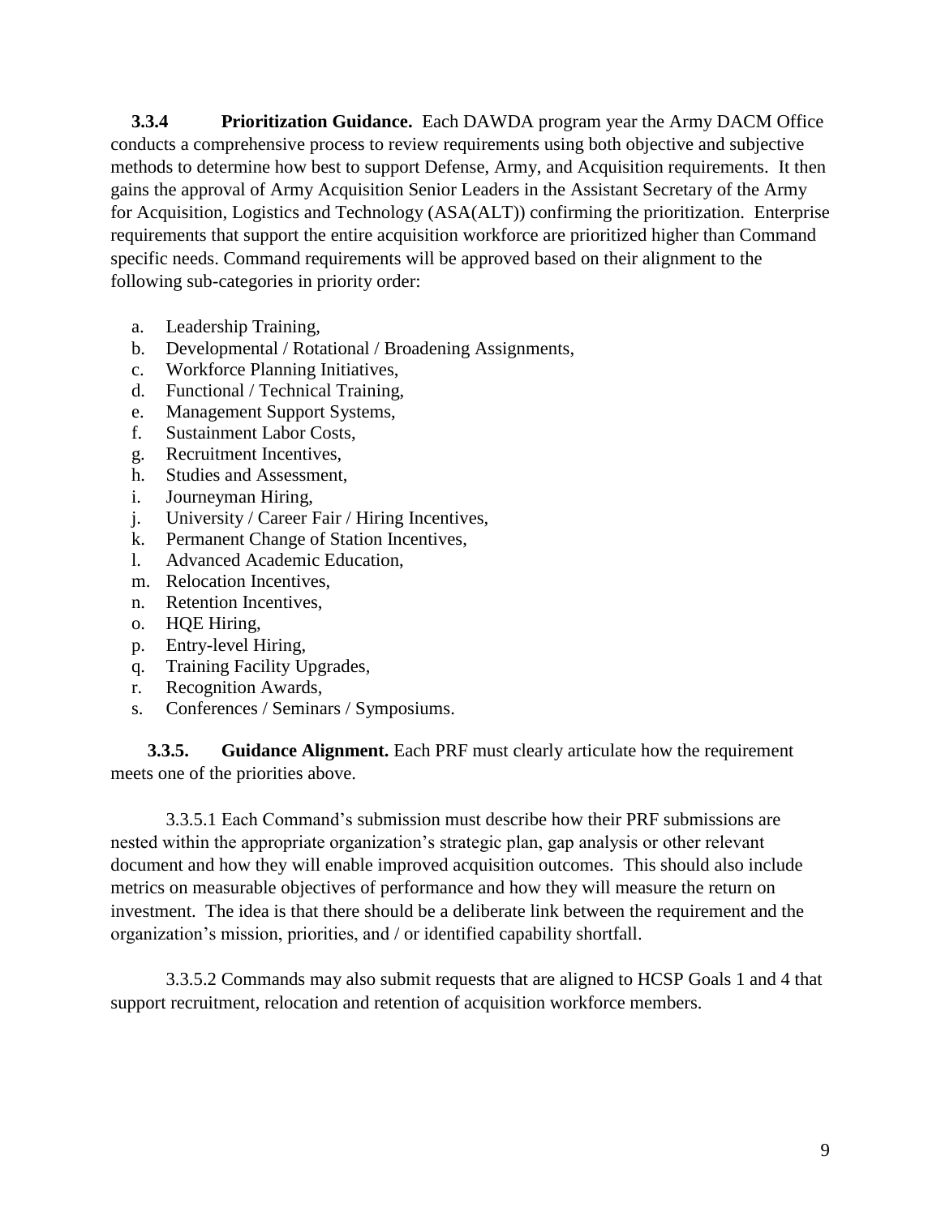**3.3.4 Prioritization Guidance.** Each DAWDA program year the Army DACM Office conducts a comprehensive process to review requirements using both objective and subjective methods to determine how best to support Defense, Army, and Acquisition requirements. It then gains the approval of Army Acquisition Senior Leaders in the Assistant Secretary of the Army for Acquisition, Logistics and Technology (ASA(ALT)) confirming the prioritization. Enterprise requirements that support the entire acquisition workforce are prioritized higher than Command specific needs. Command requirements will be approved based on their alignment to the following sub-categories in priority order:

a. Leadership Training,
b. Developmental / Rotational / Broadening Assignments,
c. Workforce Planning Initiatives,
d. Functional / Technical Training,
e. Management Support Systems,
f. Sustainment Labor Costs,
g. Recruitment Incentives,
h. Studies and Assessment,
i. Journeyman Hiring,
j. University / Career Fair / Hiring Incentives,
k. Permanent Change of Station Incentives,
l. Advanced Academic Education,
m. Relocation Incentives,
n. Retention Incentives,
o. HQE Hiring,
p. Entry-level Hiring,
q. Training Facility Upgrades,
r. Recognition Awards,
s. Conferences / Seminars / Symposiums.

**3.3.5. Guidance Alignment.** Each PRF must clearly articulate how the requirement meets one of the priorities above.

3.3.5.1 Each Command's submission must describe how their PRF submissions are nested within the appropriate organization's strategic plan, gap analysis or other relevant document and how they will enable improved acquisition outcomes. This should also include metrics on measurable objectives of performance and how they will measure the return on investment. The idea is that there should be a deliberate link between the requirement and the organization's mission, priorities, and / or identified capability shortfall.

3.3.5.2 Commands may also submit requests that are aligned to HCSP Goals 1 and 4 that support recruitment, relocation and retention of acquisition workforce members.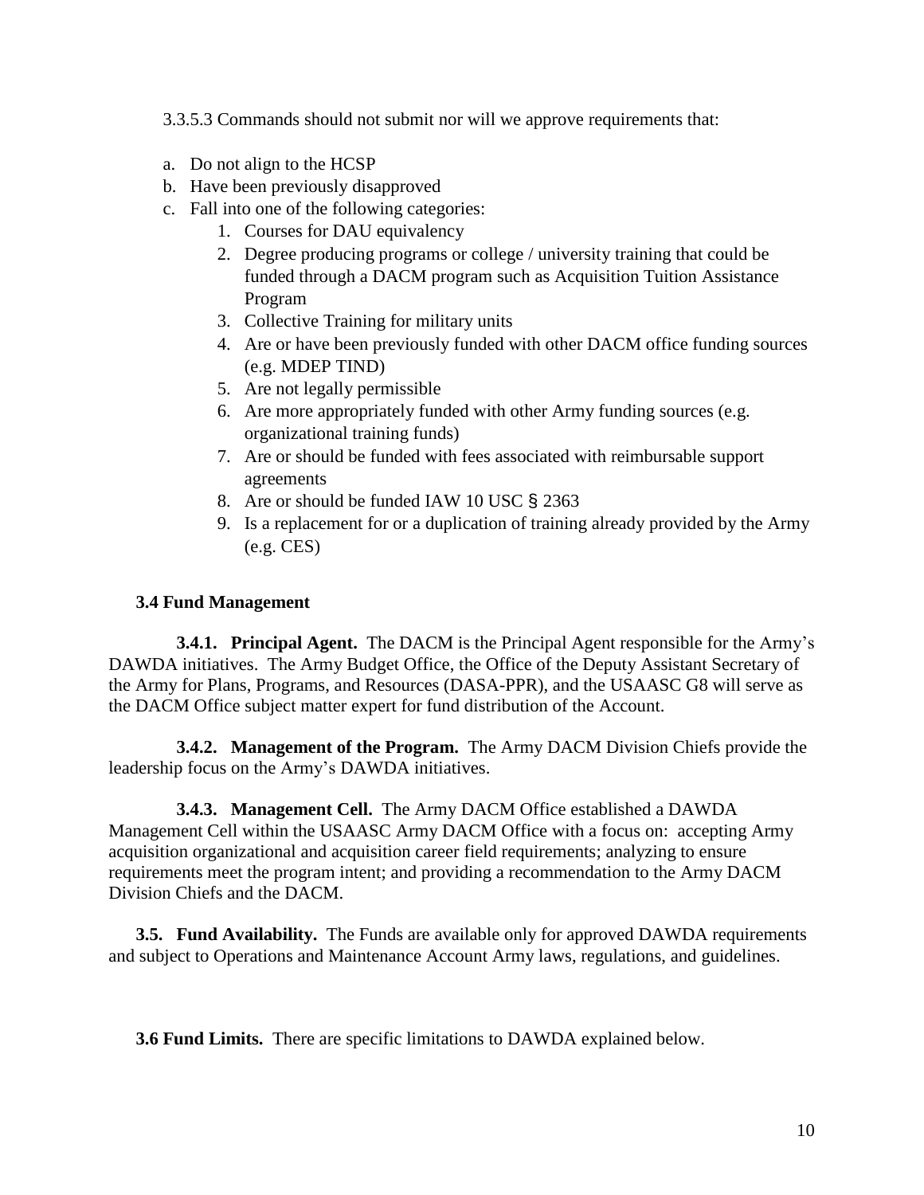3.3.5.3 Commands should not submit nor will we approve requirements that:

a. Do not align to the HCSP
b. Have been previously disapproved
c. Fall into one of the following categories:
    1. Courses for DAU equivalency
    2. Degree producing programs or college / university training that could be funded through a DACM program such as Acquisition Tuition Assistance Program
    3. Collective Training for military units
    4. Are or have been previously funded with other DACM office funding sources (e.g. MDEP TIND)
    5. Are not legally permissible
    6. Are more appropriately funded with other Army funding sources (e.g. organizational training funds)
    7. Are or should be funded with fees associated with reimbursable support agreements
    8. Are or should be funded IAW 10 USC § 2363
    9. Is a replacement for or a duplication of training already provided by the Army (e.g. CES)

### 3.4 Fund Management

**3.4.1. Principal Agent.** The DACM is the Principal Agent responsible for the Army's DAWDA initiatives. The Army Budget Office, the Office of the Deputy Assistant Secretary of the Army for Plans, Programs, and Resources (DASA-PPR), and the USAASC G8 will serve as the DACM Office subject matter expert for fund distribution of the Account.

**3.4.2. Management of the Program.** The Army DACM Division Chiefs provide the leadership focus on the Army's DAWDA initiatives.

**3.4.3. Management Cell.** The Army DACM Office established a DAWDA Management Cell within the USAASC Army DACM Office with a focus on: accepting Army acquisition organizational and acquisition career field requirements; analyzing to ensure requirements meet the program intent; and providing a recommendation to the Army DACM Division Chiefs and the DACM.

**3.5. Fund Availability.** The Funds are available only for approved DAWDA requirements and subject to Operations and Maintenance Account Army laws, regulations, and guidelines.

**3.6 Fund Limits.** There are specific limitations to DAWDA explained below.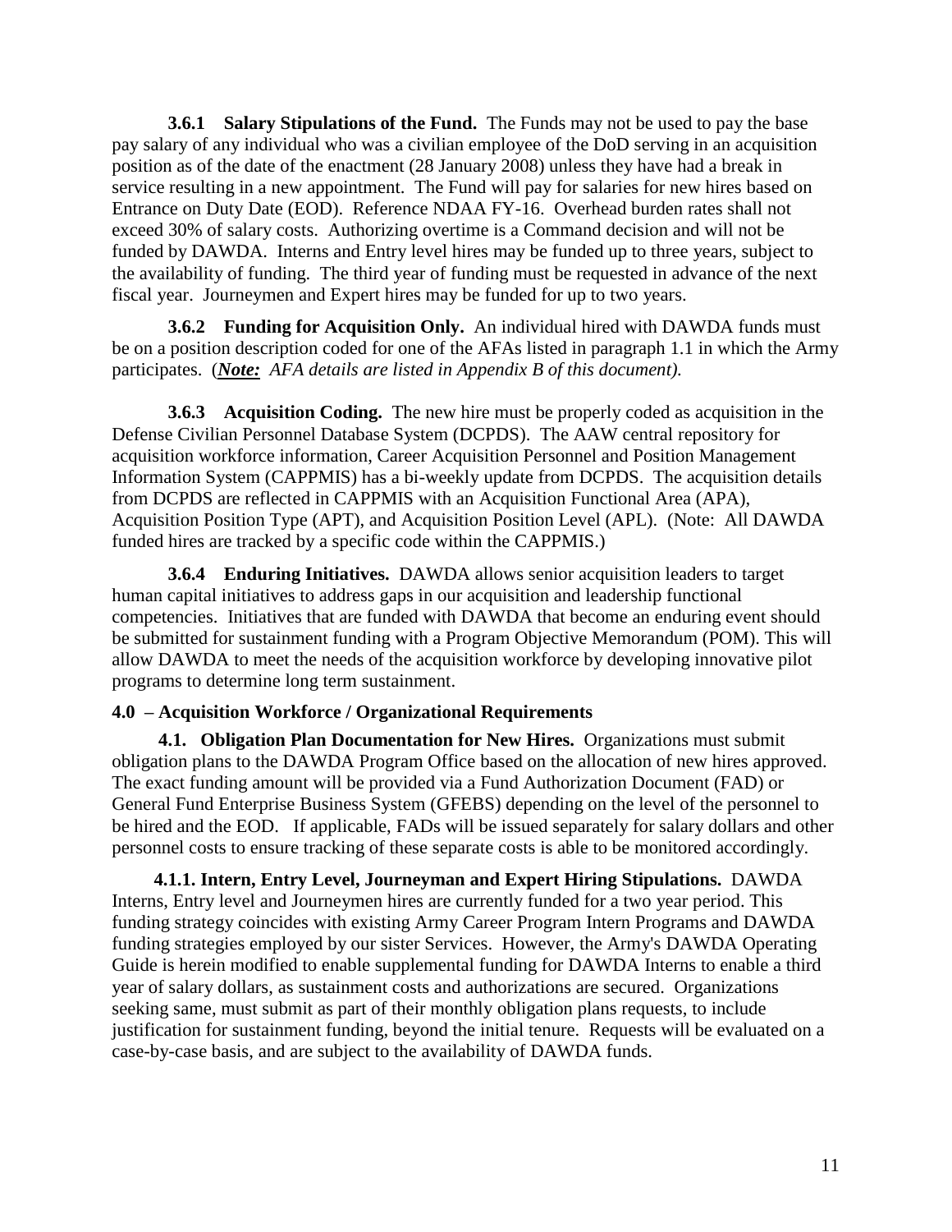**3.6.1 Salary Stipulations of the Fund.** The Funds may not be used to pay the base pay salary of any individual who was a civilian employee of the DoD serving in an acquisition position as of the date of the enactment (28 January 2008) unless they have had a break in service resulting in a new appointment. The Fund will pay for salaries for new hires based on Entrance on Duty Date (EOD). Reference NDAA FY-16. Overhead burden rates shall not exceed 30% of salary costs. Authorizing overtime is a Command decision and will not be funded by DAWDA. Interns and Entry level hires may be funded up to three years, subject to the availability of funding. The third year of funding must be requested in advance of the next fiscal year. Journeymen and Expert hires may be funded for up to two years.

**3.6.2 Funding for Acquisition Only.** An individual hired with DAWDA funds must be on a position description coded for one of the AFAs listed in paragraph 1.1 in which the Army participates. (***Note:*** *AFA details are listed in Appendix B of this document).*

**3.6.3 Acquisition Coding.** The new hire must be properly coded as acquisition in the Defense Civilian Personnel Database System (DCPDS). The AAW central repository for acquisition workforce information, Career Acquisition Personnel and Position Management Information System (CAPPMIS) has a bi-weekly update from DCPDS. The acquisition details from DCPDS are reflected in CAPPMIS with an Acquisition Functional Area (APA), Acquisition Position Type (APT), and Acquisition Position Level (APL). (Note: All DAWDA funded hires are tracked by a specific code within the CAPPMIS.)

**3.6.4 Enduring Initiatives.** DAWDA allows senior acquisition leaders to target human capital initiatives to address gaps in our acquisition and leadership functional competencies. Initiatives that are funded with DAWDA that become an enduring event should be submitted for sustainment funding with a Program Objective Memorandum (POM). This will allow DAWDA to meet the needs of the acquisition workforce by developing innovative pilot programs to determine long term sustainment.

## 4.0 – Acquisition Workforce / Organizational Requirements

**4.1. Obligation Plan Documentation for New Hires.** Organizations must submit obligation plans to the DAWDA Program Office based on the allocation of new hires approved. The exact funding amount will be provided via a Fund Authorization Document (FAD) or General Fund Enterprise Business System (GFEBS) depending on the level of the personnel to be hired and the EOD. If applicable, FADs will be issued separately for salary dollars and other personnel costs to ensure tracking of these separate costs is able to be monitored accordingly.

**4.1.1. Intern, Entry Level, Journeyman and Expert Hiring Stipulations.** DAWDA Interns, Entry level and Journeymen hires are currently funded for a two year period. This funding strategy coincides with existing Army Career Program Intern Programs and DAWDA funding strategies employed by our sister Services. However, the Army's DAWDA Operating Guide is herein modified to enable supplemental funding for DAWDA Interns to enable a third year of salary dollars, as sustainment costs and authorizations are secured. Organizations seeking same, must submit as part of their monthly obligation plans requests, to include justification for sustainment funding, beyond the initial tenure. Requests will be evaluated on a case-by-case basis, and are subject to the availability of DAWDA funds.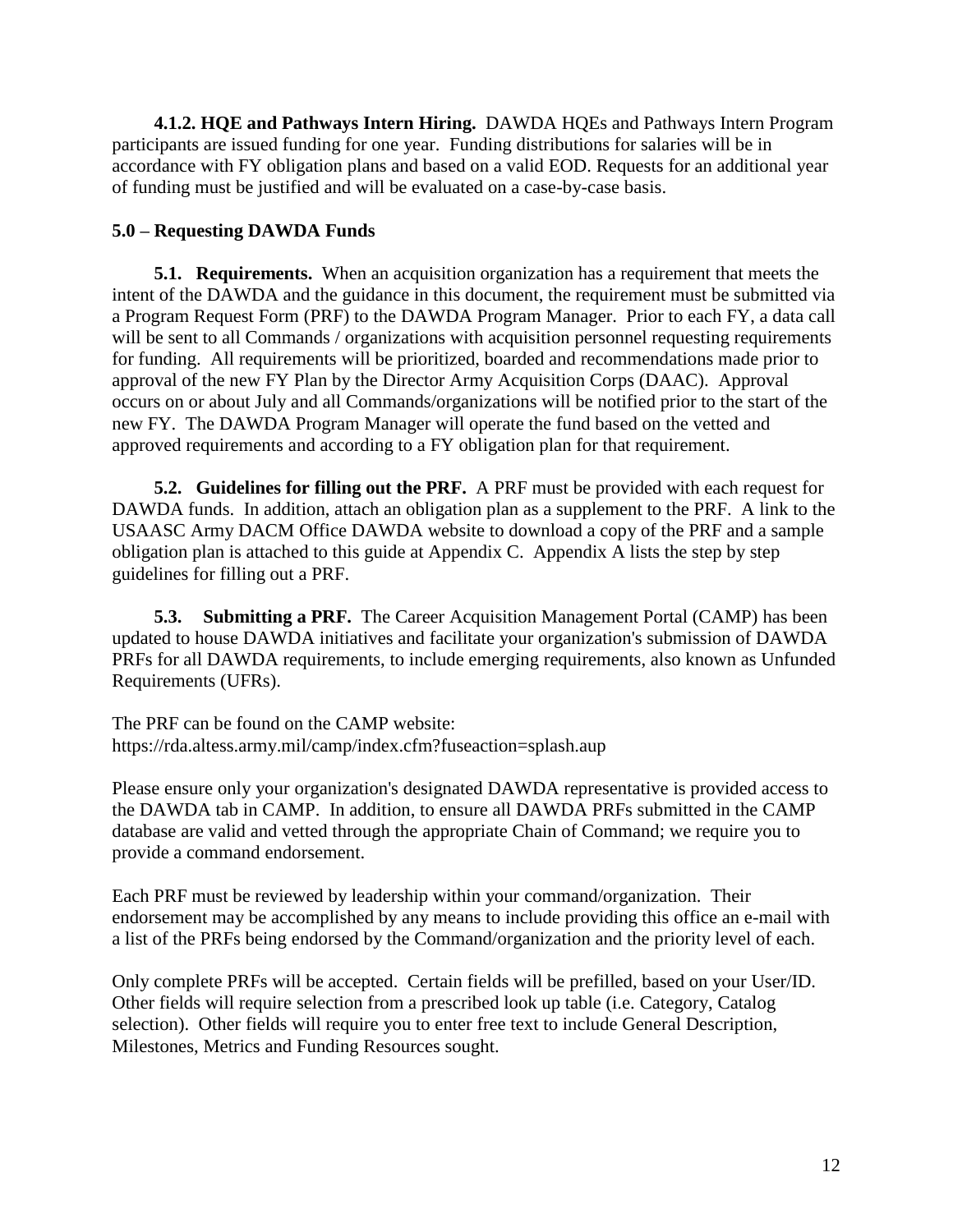**4.1.2. HQE and Pathways Intern Hiring.** DAWDA HQEs and Pathways Intern Program participants are issued funding for one year. Funding distributions for salaries will be in accordance with FY obligation plans and based on a valid EOD. Requests for an additional year of funding must be justified and will be evaluated on a case-by-case basis.

## 5.0 – Requesting DAWDA Funds

**5.1. Requirements.** When an acquisition organization has a requirement that meets the intent of the DAWDA and the guidance in this document, the requirement must be submitted via a Program Request Form (PRF) to the DAWDA Program Manager. Prior to each FY, a data call will be sent to all Commands / organizations with acquisition personnel requesting requirements for funding. All requirements will be prioritized, boarded and recommendations made prior to approval of the new FY Plan by the Director Army Acquisition Corps (DAAC). Approval occurs on or about July and all Commands/organizations will be notified prior to the start of the new FY. The DAWDA Program Manager will operate the fund based on the vetted and approved requirements and according to a FY obligation plan for that requirement.

**5.2. Guidelines for filling out the PRF.** A PRF must be provided with each request for DAWDA funds. In addition, attach an obligation plan as a supplement to the PRF. A link to the USAASC Army DACM Office DAWDA website to download a copy of the PRF and a sample obligation plan is attached to this guide at Appendix C. Appendix A lists the step by step guidelines for filling out a PRF.

**5.3. Submitting a PRF.** The Career Acquisition Management Portal (CAMP) has been updated to house DAWDA initiatives and facilitate your organization's submission of DAWDA PRFs for all DAWDA requirements, to include emerging requirements, also known as Unfunded Requirements (UFRs).

The PRF can be found on the CAMP website:
https://rda.altess.army.mil/camp/index.cfm?fuseaction=splash.aup

Please ensure only your organization's designated DAWDA representative is provided access to the DAWDA tab in CAMP. In addition, to ensure all DAWDA PRFs submitted in the CAMP database are valid and vetted through the appropriate Chain of Command; we require you to provide a command endorsement.

Each PRF must be reviewed by leadership within your command/organization. Their endorsement may be accomplished by any means to include providing this office an e-mail with a list of the PRFs being endorsed by the Command/organization and the priority level of each.

Only complete PRFs will be accepted. Certain fields will be prefilled, based on your User/ID. Other fields will require selection from a prescribed look up table (i.e. Category, Catalog selection). Other fields will require you to enter free text to include General Description, Milestones, Metrics and Funding Resources sought.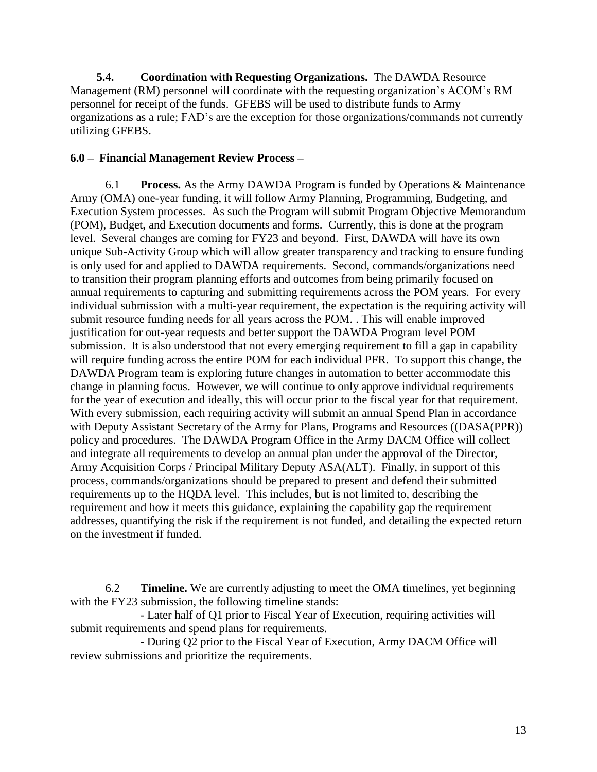**5.4. Coordination with Requesting Organizations.** The DAWDA Resource Management (RM) personnel will coordinate with the requesting organization's ACOM's RM personnel for receipt of the funds. GFEBS will be used to distribute funds to Army organizations as a rule; FAD's are the exception for those organizations/commands not currently utilizing GFEBS.

**6.0 – Financial Management Review Process –**

6.1 **Process.** As the Army DAWDA Program is funded by Operations & Maintenance Army (OMA) one-year funding, it will follow Army Planning, Programming, Budgeting, and Execution System processes. As such the Program will submit Program Objective Memorandum (POM), Budget, and Execution documents and forms. Currently, this is done at the program level. Several changes are coming for FY23 and beyond. First, DAWDA will have its own unique Sub-Activity Group which will allow greater transparency and tracking to ensure funding is only used for and applied to DAWDA requirements. Second, commands/organizations need to transition their program planning efforts and outcomes from being primarily focused on annual requirements to capturing and submitting requirements across the POM years. For every individual submission with a multi-year requirement, the expectation is the requiring activity will submit resource funding needs for all years across the POM. . This will enable improved justification for out-year requests and better support the DAWDA Program level POM submission. It is also understood that not every emerging requirement to fill a gap in capability will require funding across the entire POM for each individual PFR. To support this change, the DAWDA Program team is exploring future changes in automation to better accommodate this change in planning focus. However, we will continue to only approve individual requirements for the year of execution and ideally, this will occur prior to the fiscal year for that requirement. With every submission, each requiring activity will submit an annual Spend Plan in accordance with Deputy Assistant Secretary of the Army for Plans, Programs and Resources ((DASA(PPR)) policy and procedures. The DAWDA Program Office in the Army DACM Office will collect and integrate all requirements to develop an annual plan under the approval of the Director, Army Acquisition Corps / Principal Military Deputy ASA(ALT). Finally, in support of this process, commands/organizations should be prepared to present and defend their submitted requirements up to the HQDA level. This includes, but is not limited to, describing the requirement and how it meets this guidance, explaining the capability gap the requirement addresses, quantifying the risk if the requirement is not funded, and detailing the expected return on the investment if funded.

6.2 **Timeline.** We are currently adjusting to meet the OMA timelines, yet beginning with the FY23 submission, the following timeline stands:

- Later half of Q1 prior to Fiscal Year of Execution, requiring activities will submit requirements and spend plans for requirements.
- During Q2 prior to the Fiscal Year of Execution, Army DACM Office will review submissions and prioritize the requirements.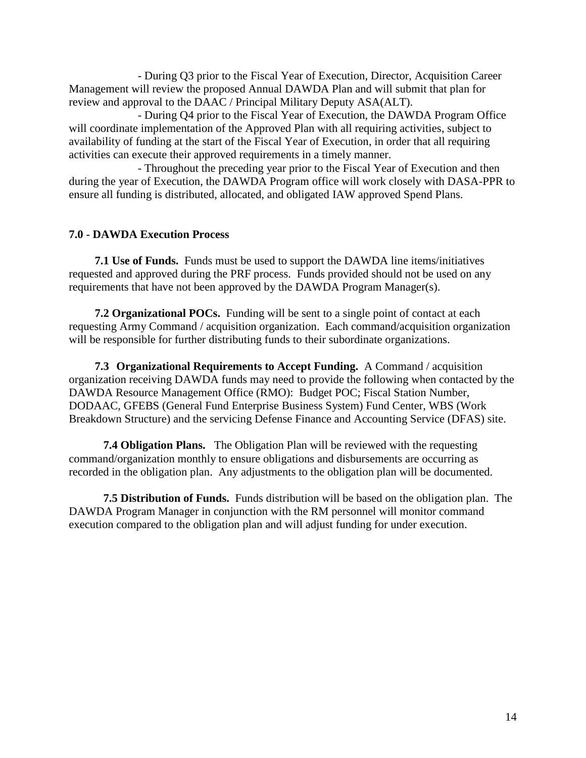- During Q3 prior to the Fiscal Year of Execution, Director, Acquisition Career Management will review the proposed Annual DAWDA Plan and will submit that plan for review and approval to the DAAC / Principal Military Deputy ASA(ALT).

- During Q4 prior to the Fiscal Year of Execution, the DAWDA Program Office will coordinate implementation of the Approved Plan with all requiring activities, subject to availability of funding at the start of the Fiscal Year of Execution, in order that all requiring activities can execute their approved requirements in a timely manner.

- Throughout the preceding year prior to the Fiscal Year of Execution and then during the year of Execution, the DAWDA Program office will work closely with DASA-PPR to ensure all funding is distributed, allocated, and obligated IAW approved Spend Plans.

## 7.0 - DAWDA Execution Process

**7.1 Use of Funds.** Funds must be used to support the DAWDA line items/initiatives requested and approved during the PRF process. Funds provided should not be used on any requirements that have not been approved by the DAWDA Program Manager(s).

**7.2 Organizational POCs.** Funding will be sent to a single point of contact at each requesting Army Command / acquisition organization. Each command/acquisition organization will be responsible for further distributing funds to their subordinate organizations.

**7.3 Organizational Requirements to Accept Funding.** A Command / acquisition organization receiving DAWDA funds may need to provide the following when contacted by the DAWDA Resource Management Office (RMO): Budget POC; Fiscal Station Number, DODAAC, GFEBS (General Fund Enterprise Business System) Fund Center, WBS (Work Breakdown Structure) and the servicing Defense Finance and Accounting Service (DFAS) site.

**7.4 Obligation Plans.** The Obligation Plan will be reviewed with the requesting command/organization monthly to ensure obligations and disbursements are occurring as recorded in the obligation plan. Any adjustments to the obligation plan will be documented.

**7.5 Distribution of Funds.** Funds distribution will be based on the obligation plan. The DAWDA Program Manager in conjunction with the RM personnel will monitor command execution compared to the obligation plan and will adjust funding for under execution.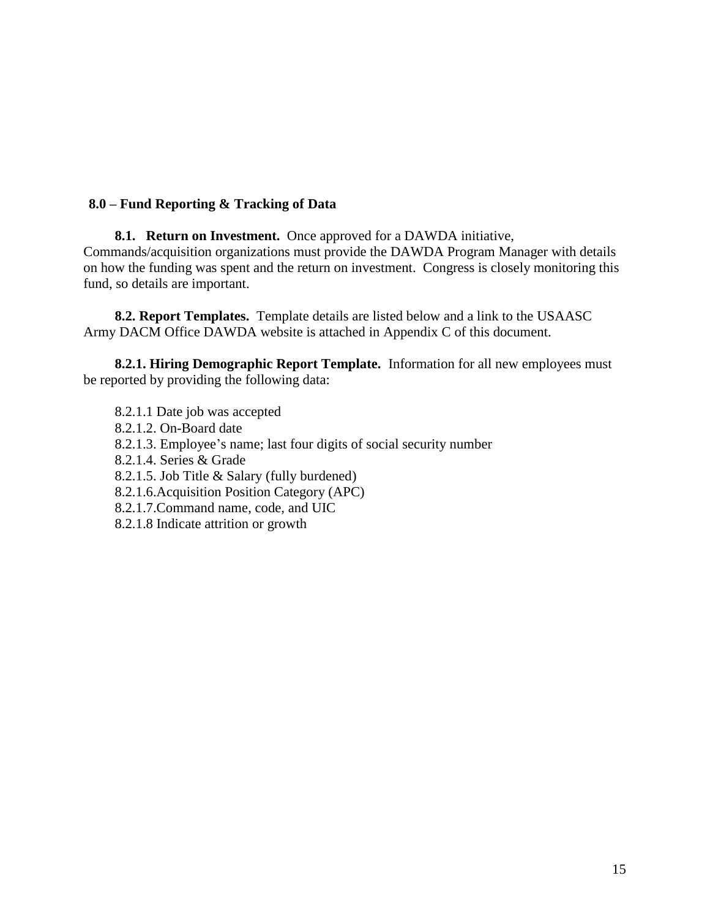**8.0 – Fund Reporting & Tracking of Data**

**8.1. Return on Investment.** Once approved for a DAWDA initiative, Commands/acquisition organizations must provide the DAWDA Program Manager with details on how the funding was spent and the return on investment. Congress is closely monitoring this fund, so details are important.

**8.2. Report Templates.** Template details are listed below and a link to the USAASC Army DACM Office DAWDA website is attached in Appendix C of this document.

**8.2.1. Hiring Demographic Report Template.** Information for all new employees must be reported by providing the following data:

8.2.1.1 Date job was accepted
8.2.1.2. On-Board date
8.2.1.3. Employee's name; last four digits of social security number
8.2.1.4. Series & Grade
8.2.1.5. Job Title & Salary (fully burdened)
8.2.1.6.Acquisition Position Category (APC)
8.2.1.7.Command name, code, and UIC
8.2.1.8 Indicate attrition or growth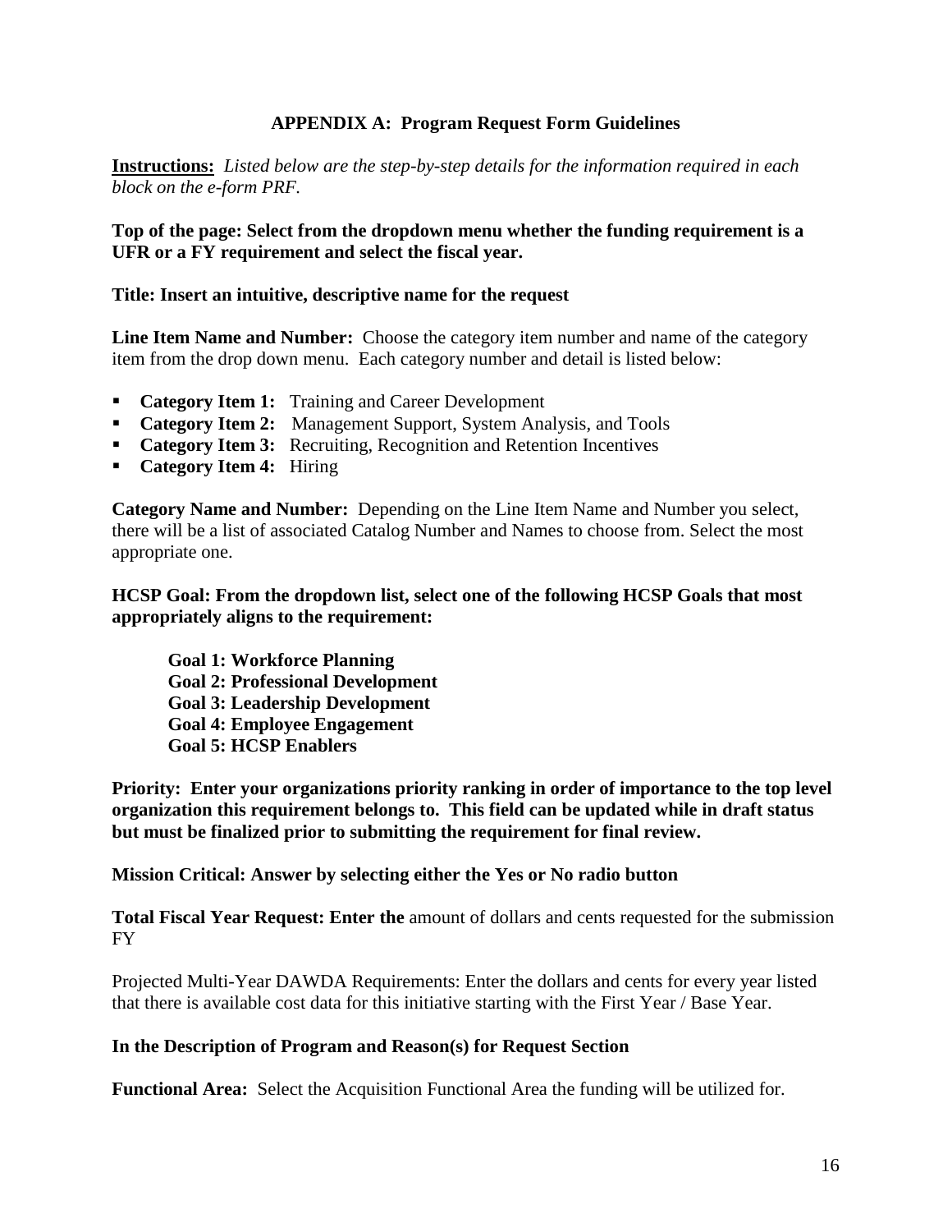## APPENDIX A: Program Request Form Guidelines

**Instructions:** *Listed below are the step-by-step details for the information required in each block on the e-form PRF.*

**Top of the page: Select from the dropdown menu whether the funding requirement is a UFR or a FY requirement and select the fiscal year.**

**Title: Insert an intuitive, descriptive name for the request**

**Line Item Name and Number:** Choose the category item number and name of the category item from the drop down menu. Each category number and detail is listed below:

- **Category Item 1:** Training and Career Development
- **Category Item 2:** Management Support, System Analysis, and Tools
- **Category Item 3:** Recruiting, Recognition and Retention Incentives
- **Category Item 4:** Hiring

**Category Name and Number:** Depending on the Line Item Name and Number you select, there will be a list of associated Catalog Number and Names to choose from. Select the most appropriate one.

**HCSP Goal: From the dropdown list, select one of the following HCSP Goals that most appropriately aligns to the requirement:**

**Goal 1: Workforce Planning**
**Goal 2: Professional Development**
**Goal 3: Leadership Development**
**Goal 4: Employee Engagement**
**Goal 5: HCSP Enablers**

**Priority: Enter your organizations priority ranking in order of importance to the top level organization this requirement belongs to. This field can be updated while in draft status but must be finalized prior to submitting the requirement for final review.**

**Mission Critical: Answer by selecting either the Yes or No radio button**

**Total Fiscal Year Request: Enter the** amount of dollars and cents requested for the submission FY

Projected Multi-Year DAWDA Requirements: Enter the dollars and cents for every year listed that there is available cost data for this initiative starting with the First Year / Base Year.

**In the Description of Program and Reason(s) for Request Section**

**Functional Area:** Select the Acquisition Functional Area the funding will be utilized for.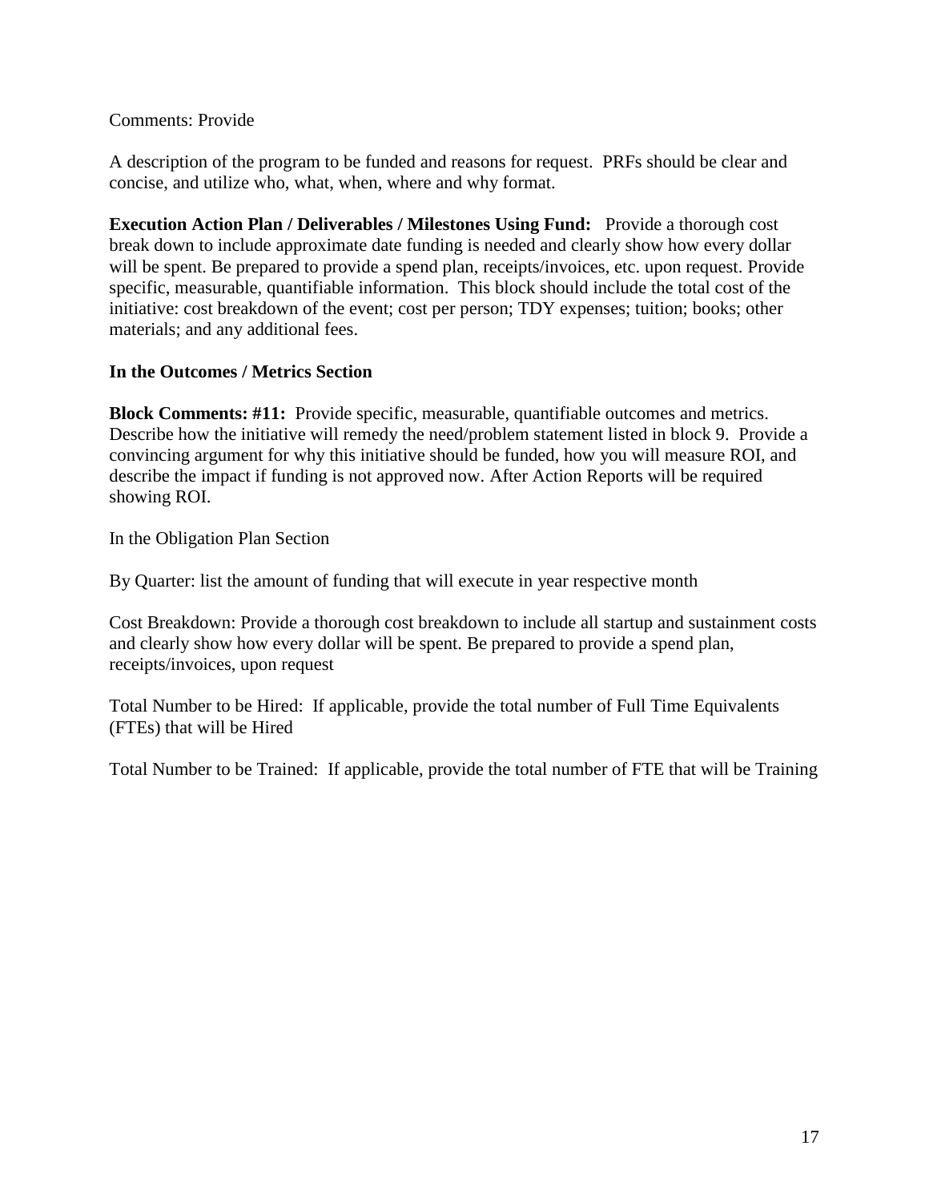Comments: Provide

A description of the program to be funded and reasons for request. PRFs should be clear and concise, and utilize who, what, when, where and why format.

**Execution Action Plan / Deliverables / Milestones Using Fund:** Provide a thorough cost break down to include approximate date funding is needed and clearly show how every dollar will be spent. Be prepared to provide a spend plan, receipts/invoices, etc. upon request. Provide specific, measurable, quantifiable information. This block should include the total cost of the initiative: cost breakdown of the event; cost per person; TDY expenses; tuition; books; other materials; and any additional fees.

**In the Outcomes / Metrics Section**

**Block Comments: #11:** Provide specific, measurable, quantifiable outcomes and metrics. Describe how the initiative will remedy the need/problem statement listed in block 9. Provide a convincing argument for why this initiative should be funded, how you will measure ROI, and describe the impact if funding is not approved now. After Action Reports will be required showing ROI.

In the Obligation Plan Section

By Quarter: list the amount of funding that will execute in year respective month

Cost Breakdown: Provide a thorough cost breakdown to include all startup and sustainment costs and clearly show how every dollar will be spent. Be prepared to provide a spend plan, receipts/invoices, upon request

Total Number to be Hired: If applicable, provide the total number of Full Time Equivalents (FTEs) that will be Hired

Total Number to be Trained: If applicable, provide the total number of FTE that will be Training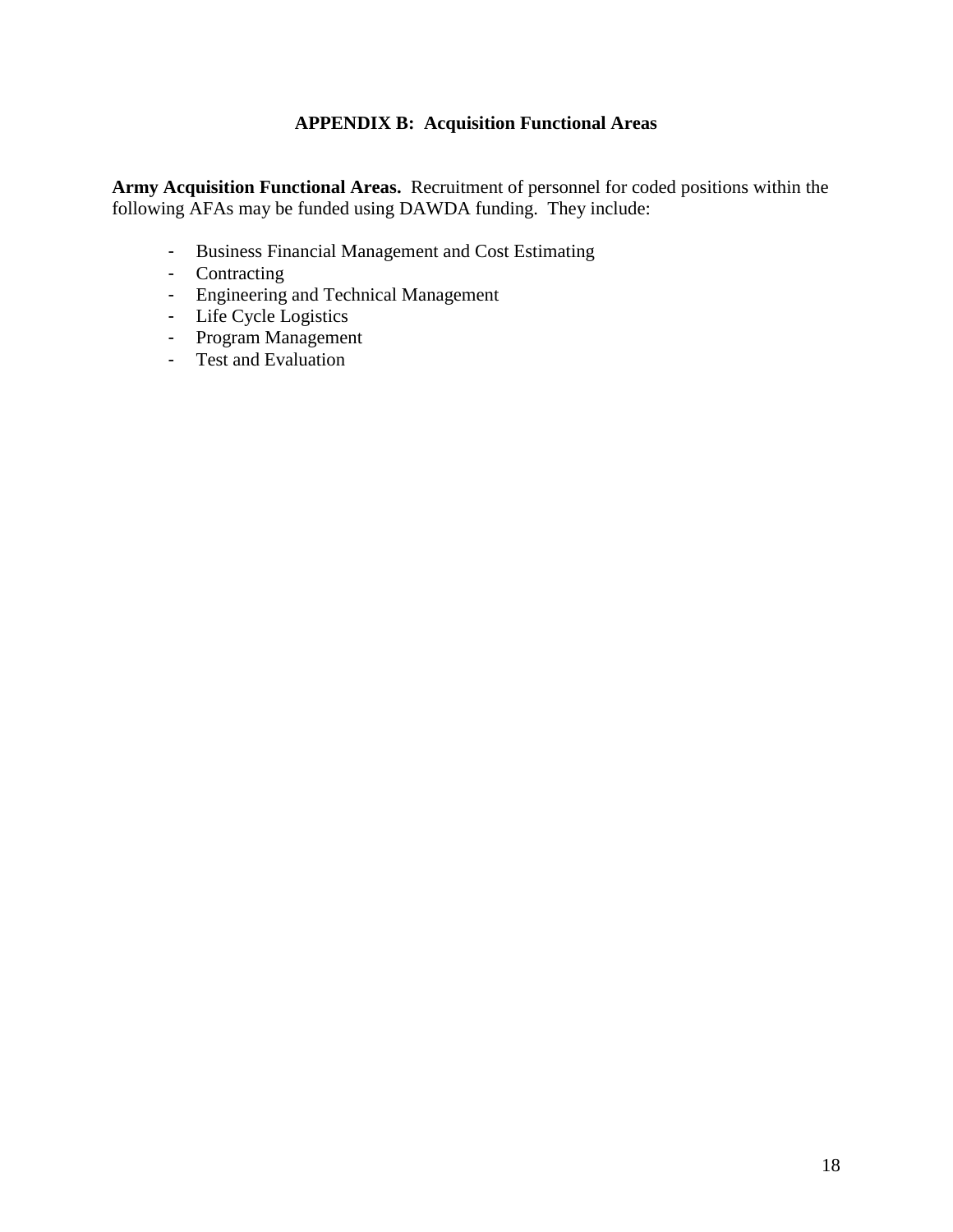# APPENDIX B: Acquisition Functional Areas

**Army Acquisition Functional Areas.** Recruitment of personnel for coded positions within the following AFAs may be funded using DAWDA funding. They include:

- Business Financial Management and Cost Estimating
- Contracting
- Engineering and Technical Management
- Life Cycle Logistics
- Program Management
- Test and Evaluation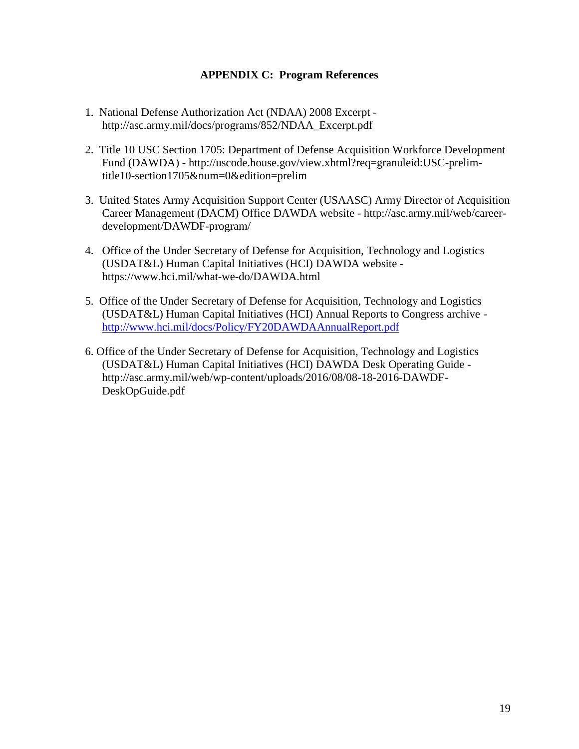**APPENDIX C: Program References**

1. National Defense Authorization Act (NDAA) 2008 Excerpt - http://asc.army.mil/docs/programs/852/NDAA_Excerpt.pdf

2. Title 10 USC Section 1705: Department of Defense Acquisition Workforce Development Fund (DAWDA) - http://uscode.house.gov/view.xhtml?req=granuleid:USC-prelim-title10-section1705&num=0&edition=prelim

3. United States Army Acquisition Support Center (USAASC) Army Director of Acquisition Career Management (DACM) Office DAWDA website - http://asc.army.mil/web/career-development/DAWDF-program/

4. Office of the Under Secretary of Defense for Acquisition, Technology and Logistics (USDAT&L) Human Capital Initiatives (HCI) DAWDA website - https://www.hci.mil/what-we-do/DAWDA.html

5. Office of the Under Secretary of Defense for Acquisition, Technology and Logistics (USDAT&L) Human Capital Initiatives (HCI) Annual Reports to Congress archive - http://www.hci.mil/docs/Policy/FY20DAWDAAnnualReport.pdf

6. Office of the Under Secretary of Defense for Acquisition, Technology and Logistics (USDAT&L) Human Capital Initiatives (HCI) DAWDA Desk Operating Guide - http://asc.army.mil/web/wp-content/uploads/2016/08/08-18-2016-DAWDF-DeskOpGuide.pdf